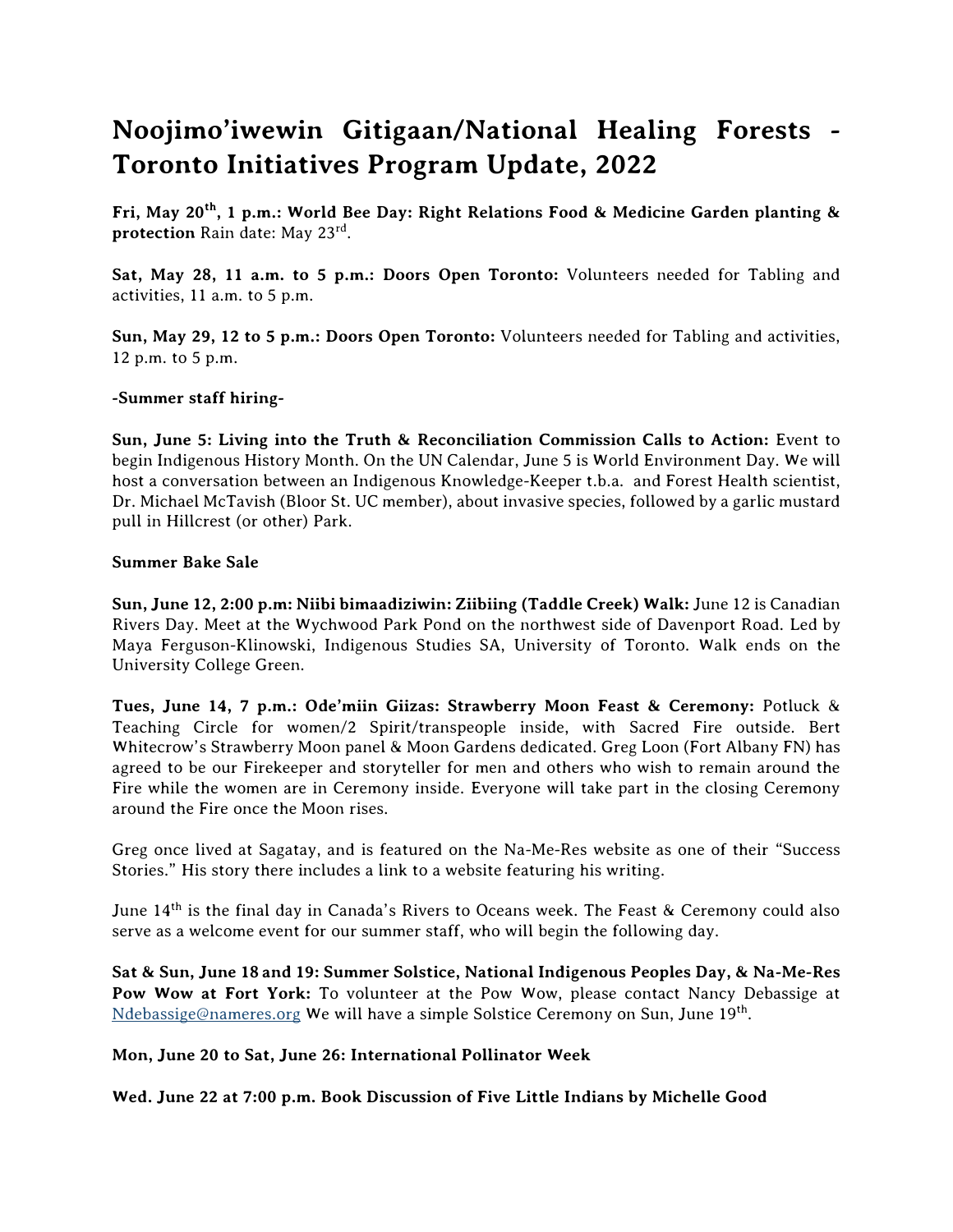# Noojimo'iwewin Gitigaan/National Healing Forests - Toronto Initiatives Program Update, 2022

**Fri, May 20th, 1 p.m.: World Bee Day: Right Relations Food & Medicine Garden planting & protection** Rain date: May 23rd.

**Sat, May 28, 11 a.m. to 5 p.m.: Doors Open Toronto:** Volunteers needed for Tabling and activities, 11 a.m. to 5 p.m.

**Sun, May 29, 12 to 5 p.m.: Doors Open Toronto:** Volunteers needed for Tabling and activities, 12 p.m. to 5 p.m.

**-Summer staff hiring-**

**Sun, June 5: Living into the Truth & Reconciliation Commission Calls to Action:** Event to begin Indigenous History Month. On the UN Calendar, June 5 is World Environment Day. We will host a conversation between an Indigenous Knowledge-Keeper t.b.a. and Forest Health scientist, Dr. Michael McTavish (Bloor St. UC member), about invasive species, followed by a garlic mustard pull in Hillcrest (or other) Park.

**Summer Bake Sale**

**Sun, June 12, 2:00 p.m: Niibi bimaadiziwin: Ziibiing (Taddle Creek) Walk:** June 12 is Canadian Rivers Day. Meet at the Wychwood Park Pond on the northwest side of Davenport Road. Led by Maya Ferguson-Klinowski, Indigenous Studies SA, University of Toronto. Walk ends on the University College Green.

**Tues, June 14, 7 p.m.: Ode'miin Giizas: Strawberry Moon Feast & Ceremony:** Potluck & Teaching Circle for women/2 Spirit/transpeople inside, with Sacred Fire outside. Bert Whitecrow's Strawberry Moon panel & Moon Gardens dedicated. Greg Loon (Fort Albany FN) has agreed to be our Firekeeper and storyteller for men and others who wish to remain around the Fire while the women are in Ceremony inside. Everyone will take part in the closing Ceremony around the Fire once the Moon rises.

Greg once lived at Sagatay, and is featured on the Na-Me-Res website as one of their "Success Stories." His story there includes a link to a website featuring his writing.

June 14th is the final day in Canada's Rivers to Oceans week. The Feast & Ceremony could also serve as a welcome event for our summer staff, who will begin the following day.

**Sat & Sun, June 18 and 19: Summer Solstice, National Indigenous Peoples Day, & Na-Me-Res Pow Wow at Fort York:** To volunteer at the Pow Wow, please contact Nancy Debassige at Ndebassige@nameres.org We will have a simple Solstice Ceremony on Sun, June 19th.

**Mon, June 20 to Sat, June 26: International Pollinator Week**

**Wed. June 22 at 7:00 p.m. Book Discussion of Five Little Indians by Michelle Good**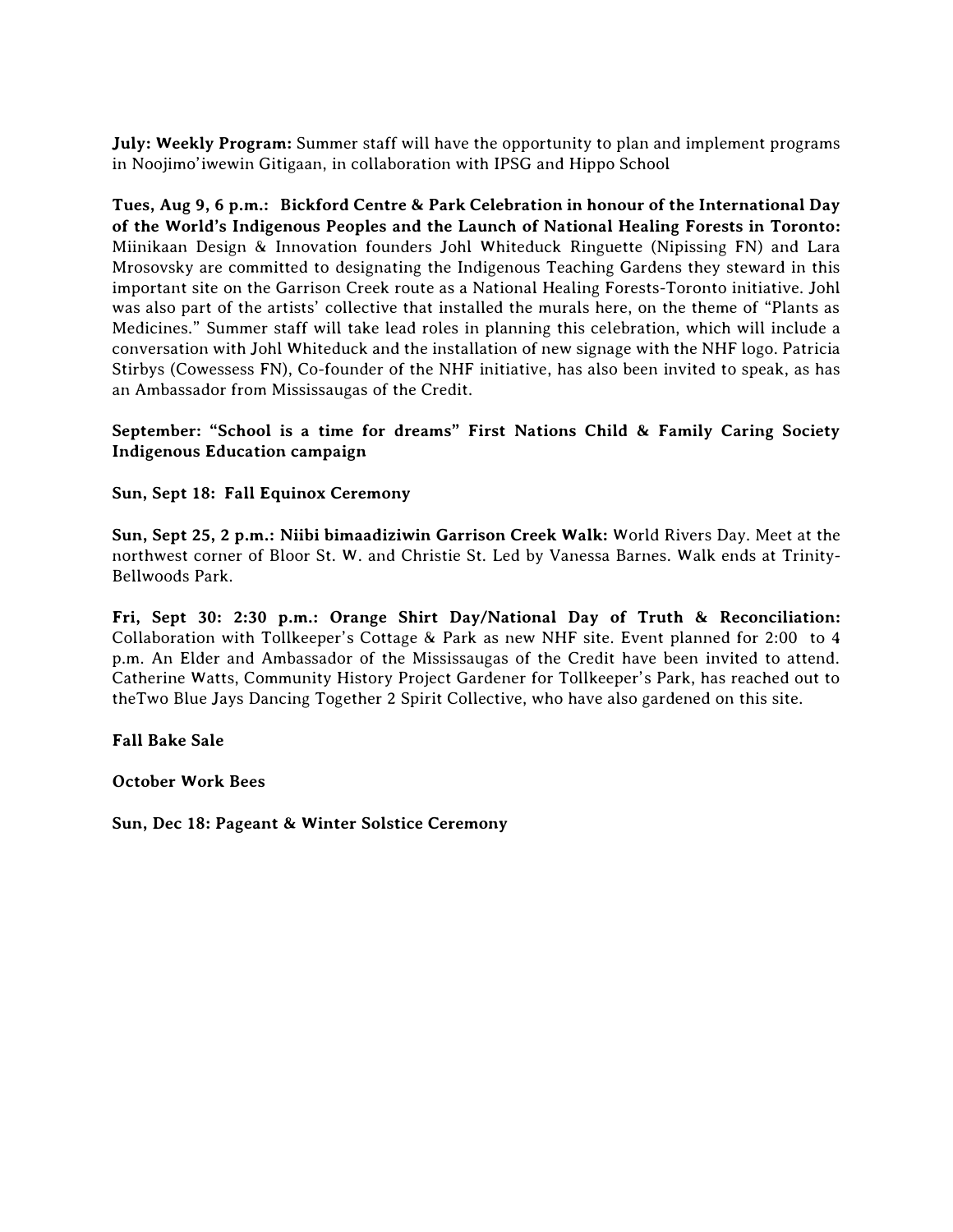**July: Weekly Program:** Summer staff will have the opportunity to plan and implement programs in Noojimo'iwewin Gitigaan, in collaboration with IPSG and Hippo School

**Tues, Aug 9, 6 p.m.: Bickford Centre & Park Celebration in honour of the International Day of the World's Indigenous Peoples and the Launch of National Healing Forests in Toronto:** Miinikaan Design & Innovation founders Johl Whiteduck Ringuette (Nipissing FN) and Lara Mrosovsky are committed to designating the Indigenous Teaching Gardens they steward in this important site on the Garrison Creek route as a National Healing Forests-Toronto initiative. Johl was also part of the artists' collective that installed the murals here, on the theme of "Plants as Medicines." Summer staff will take lead roles in planning this celebration, which will include a conversation with Johl Whiteduck and the installation of new signage with the NHF logo. Patricia Stirbys (Cowessess FN), Co-founder of the NHF initiative, has also been invited to speak, as has an Ambassador from Mississaugas of the Credit.

**September: "School is a time for dreams" First Nations Child & Family Caring Society Indigenous Education campaign**

**Sun, Sept 18: Fall Equinox Ceremony**

**Sun, Sept 25, 2 p.m.: Niibi bimaadiziwin Garrison Creek Walk:** World Rivers Day. Meet at the northwest corner of Bloor St. W. and Christie St. Led by Vanessa Barnes. Walk ends at Trinity-Bellwoods Park.

**Fri, Sept 30: 2:30 p.m.: Orange Shirt Day/National Day of Truth & Reconciliation:** Collaboration with Tollkeeper's Cottage & Park as new NHF site. Event planned for 2:00 to 4 p.m. An Elder and Ambassador of the Mississaugas of the Credit have been invited to attend. Catherine Watts, Community History Project Gardener for Tollkeeper's Park, has reached out to theTwo Blue Jays Dancing Together 2 Spirit Collective, who have also gardened on this site.

**Fall Bake Sale**

**October Work Bees**

**Sun, Dec 18: Pageant & Winter Solstice Ceremony**